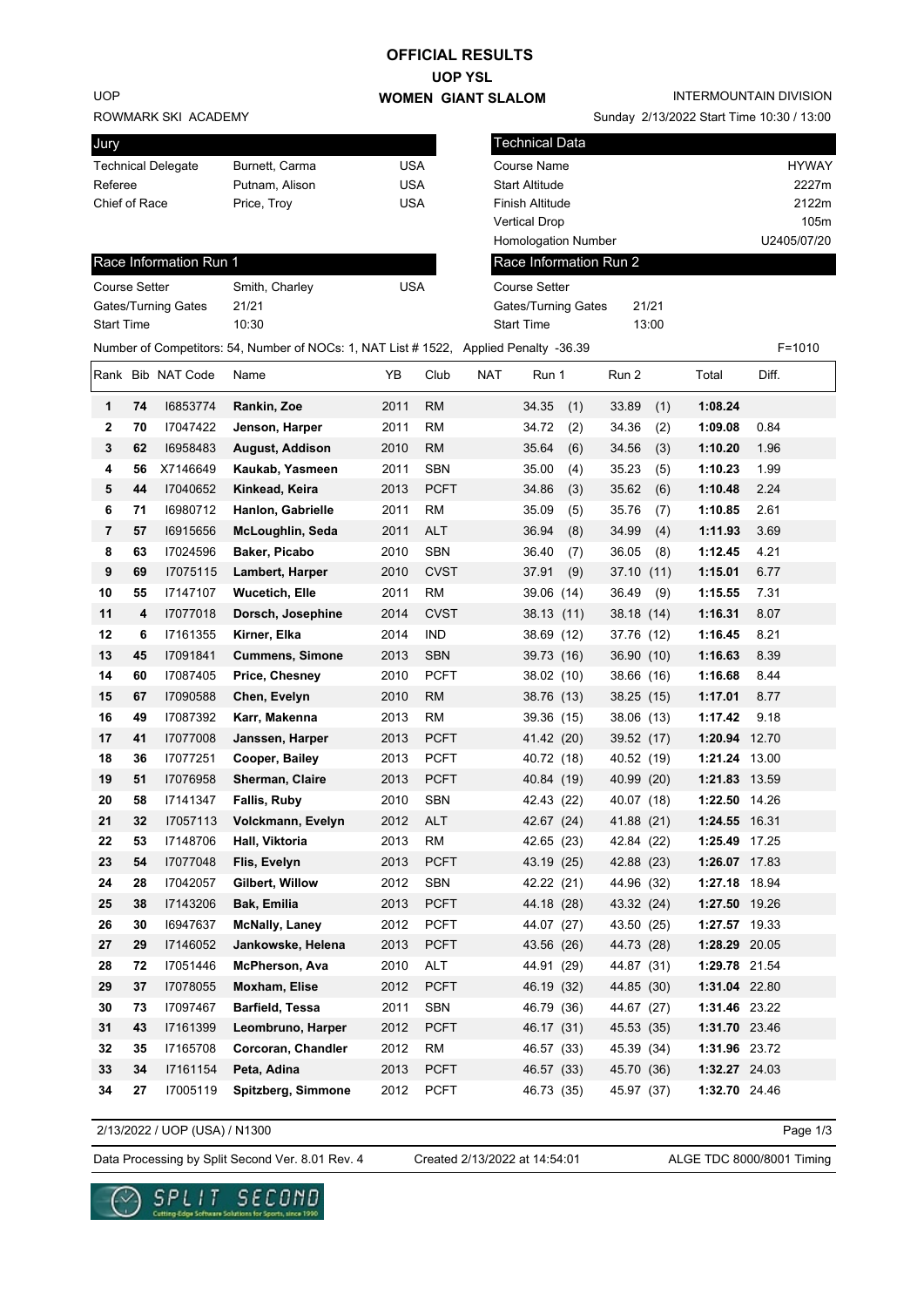# OFFICIAL RESULTS

## UOP YSL

## WOMEN GIANT SLALOM

UOP

ROWMARK SKI ACADEMY

INTERMOUNTAIN DIVISION

Sunday 2/13/2022 Start Time 10:30 / 13:00

| Jury | | |
|---|---|---|
| Technical Delegate | Burnett, Carma | USA |
| Referee | Putnam, Alison | USA |
| Chief of Race | Price, Troy | USA |

| Technical Data | |
|---|---|
| Course Name | HYWAY |
| Start Altitude | 2227m |
| Finish Altitude | 2122m |
| Vertical Drop | 105m |
| Homologation Number | U2405/07/20 |

| Race Information Run 1 | | |
|---|---|---|
| Course Setter | Smith, Charley | USA |
| Gates/Turning Gates | 21/21 | |
| Start Time | 10:30 | |

| Race Information Run 2 | |
|---|---|
| Course Setter | |
| Gates/Turning Gates | 21/21 |
| Start Time | 13:00 |

Number of Competitors: 54, Number of NOCs: 1, NAT List # 1522, Applied Penalty -36.39 F=1010

| Rank | Bib | NAT Code | Name | YB | Club | NAT | Run 1 | Run 2 | Total | Diff. |
|---|---|---|---|---|---|---|---|---|---|---|
| 1 | 74 | I6853774 | Rankin, Zoe | 2011 | RM | | 34.35 (1) | 33.89 (1) | 1:08.24 | |
| 2 | 70 | I7047422 | Jenson, Harper | 2011 | RM | | 34.72 (2) | 34.36 (2) | 1:09.08 | 0.84 |
| 3 | 62 | I6958483 | August, Addison | 2010 | RM | | 35.64 (6) | 34.56 (3) | 1:10.20 | 1.96 |
| 4 | 56 | X7146649 | Kaukab, Yasmeen | 2011 | SBN | | 35.00 (4) | 35.23 (5) | 1:10.23 | 1.99 |
| 5 | 44 | I7040652 | Kinkead, Keira | 2013 | PCFT | | 34.86 (3) | 35.62 (6) | 1:10.48 | 2.24 |
| 6 | 71 | I6980712 | Hanlon, Gabrielle | 2011 | RM | | 35.09 (5) | 35.76 (7) | 1:10.85 | 2.61 |
| 7 | 57 | I6915656 | McLoughlin, Seda | 2011 | ALT | | 36.94 (8) | 34.99 (4) | 1:11.93 | 3.69 |
| 8 | 63 | I7024596 | Baker, Picabo | 2010 | SBN | | 36.40 (7) | 36.05 (8) | 1:12.45 | 4.21 |
| 9 | 69 | I7075115 | Lambert, Harper | 2010 | CVST | | 37.91 (9) | 37.10 (11) | 1:15.01 | 6.77 |
| 10 | 55 | I7147107 | Wucetich, Elle | 2011 | RM | | 39.06 (14) | 36.49 (9) | 1:15.55 | 7.31 |
| 11 | 4 | I7077018 | Dorsch, Josephine | 2014 | CVST | | 38.13 (11) | 38.18 (14) | 1:16.31 | 8.07 |
| 12 | 6 | I7161355 | Kirner, Elka | 2014 | IND | | 38.69 (12) | 37.76 (12) | 1:16.45 | 8.21 |
| 13 | 45 | I7091841 | Cummens, Simone | 2013 | SBN | | 39.73 (16) | 36.90 (10) | 1:16.63 | 8.39 |
| 14 | 60 | I7087405 | Price, Chesney | 2010 | PCFT | | 38.02 (10) | 38.66 (16) | 1:16.68 | 8.44 |
| 15 | 67 | I7090588 | Chen, Evelyn | 2010 | RM | | 38.76 (13) | 38.25 (15) | 1:17.01 | 8.77 |
| 16 | 49 | I7087392 | Karr, Makenna | 2013 | RM | | 39.36 (15) | 38.06 (13) | 1:17.42 | 9.18 |
| 17 | 41 | I7077008 | Janssen, Harper | 2013 | PCFT | | 41.42 (20) | 39.52 (17) | 1:20.94 | 12.70 |
| 18 | 36 | I7077251 | Cooper, Bailey | 2013 | PCFT | | 40.72 (18) | 40.52 (19) | 1:21.24 | 13.00 |
| 19 | 51 | I7076958 | Sherman, Claire | 2013 | PCFT | | 40.84 (19) | 40.99 (20) | 1:21.83 | 13.59 |
| 20 | 58 | I7141347 | Fallis, Ruby | 2010 | SBN | | 42.43 (22) | 40.07 (18) | 1:22.50 | 14.26 |
| 21 | 32 | I7057113 | Volckmann, Evelyn | 2012 | ALT | | 42.67 (24) | 41.88 (21) | 1:24.55 | 16.31 |
| 22 | 53 | I7148706 | Hall, Viktoria | 2013 | RM | | 42.65 (23) | 42.84 (22) | 1:25.49 | 17.25 |
| 23 | 54 | I7077048 | Flis, Evelyn | 2013 | PCFT | | 43.19 (25) | 42.88 (23) | 1:26.07 | 17.83 |
| 24 | 28 | I7042057 | Gilbert, Willow | 2012 | SBN | | 42.22 (21) | 44.96 (32) | 1:27.18 | 18.94 |
| 25 | 38 | I7143206 | Bak, Emilia | 2013 | PCFT | | 44.18 (28) | 43.32 (24) | 1:27.50 | 19.26 |
| 26 | 30 | I6947637 | McNally, Laney | 2012 | PCFT | | 44.07 (27) | 43.50 (25) | 1:27.57 | 19.33 |
| 27 | 29 | I7146052 | Jankowske, Helena | 2013 | PCFT | | 43.56 (26) | 44.73 (28) | 1:28.29 | 20.05 |
| 28 | 72 | I7051446 | McPherson, Ava | 2010 | ALT | | 44.91 (29) | 44.87 (31) | 1:29.78 | 21.54 |
| 29 | 37 | I7078055 | Moxham, Elise | 2012 | PCFT | | 46.19 (32) | 44.85 (30) | 1:31.04 | 22.80 |
| 30 | 73 | I7097467 | Barfield, Tessa | 2011 | SBN | | 46.79 (36) | 44.67 (27) | 1:31.46 | 23.22 |
| 31 | 43 | I7161399 | Leombruno, Harper | 2012 | PCFT | | 46.17 (31) | 45.53 (35) | 1:31.70 | 23.46 |
| 32 | 35 | I7165708 | Corcoran, Chandler | 2012 | RM | | 46.57 (33) | 45.39 (34) | 1:31.96 | 23.72 |
| 33 | 34 | I7161154 | Peta, Adina | 2013 | PCFT | | 46.57 (33) | 45.70 (36) | 1:32.27 | 24.03 |
| 34 | 27 | I7005119 | Spitzberg, Simmone | 2012 | PCFT | | 46.73 (35) | 45.97 (37) | 1:32.70 | 24.46 |

2/13/2022 / UOP (USA) / N1300

Data Processing by Split Second Ver. 8.01 Rev. 4 Created 2/13/2022 at 14:54:01 ALGE TDC 8000/8001 Timing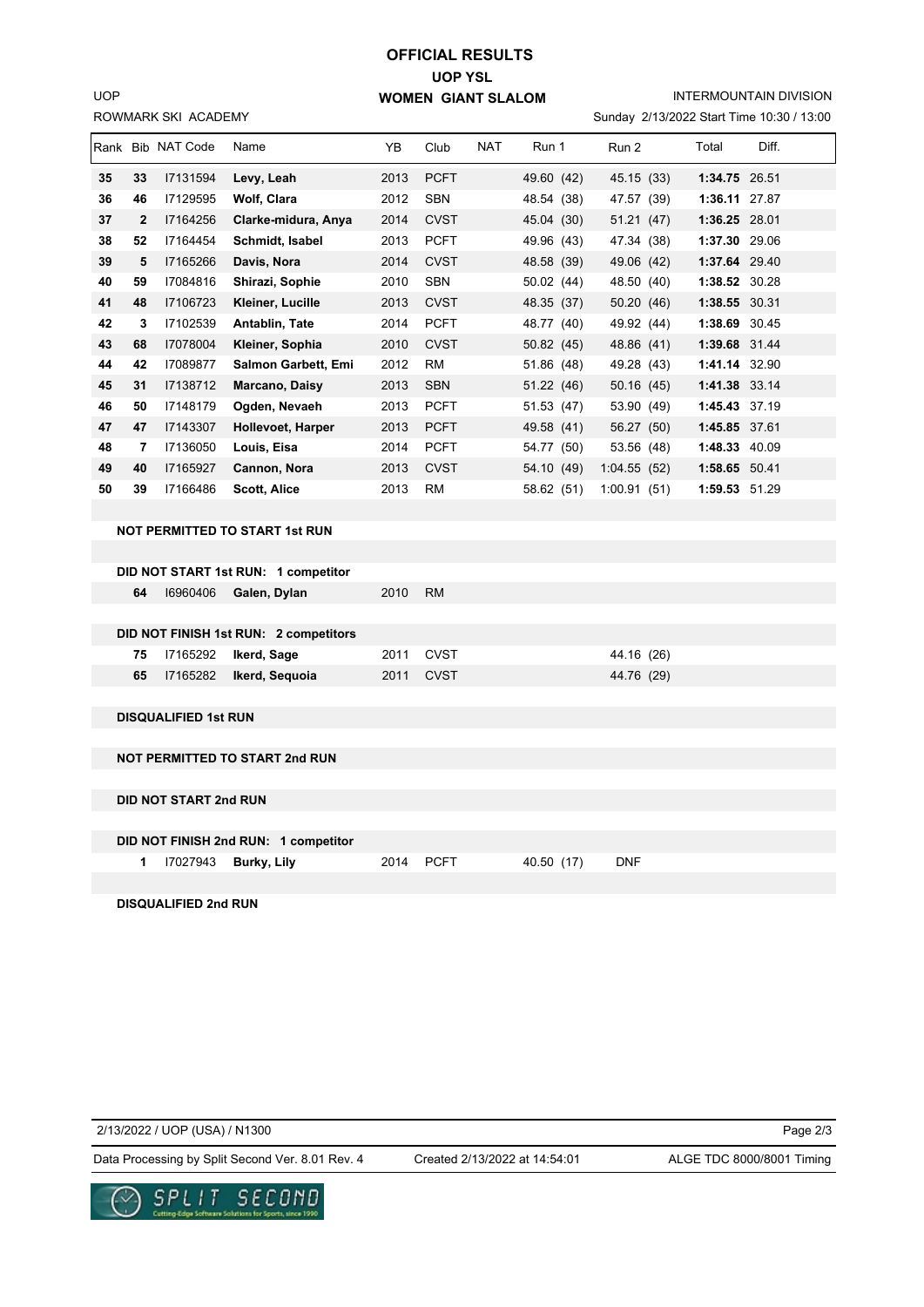# OFFICIAL RESULTS

## UOP YSL

## WOMEN GIANT SLALOM

UOP

ROWMARK SKI ACADEMY

INTERMOUNTAIN DIVISION

Sunday 2/13/2022 Start Time 10:30 / 13:00

| Rank | Bib | NAT Code | Name | YB | Club | NAT | Run 1 | Run 2 | Total | Diff. |
|---|---|---|---|---|---|---|---|---|---|---|
| **35** | **33** | I7131594 | **Levy, Leah** | 2013 | PCFT | | 49.60 (42) | 45.15 (33) | **1:34.75** | 26.51 |
| **36** | **46** | I7129595 | **Wolf, Clara** | 2012 | SBN | | 48.54 (38) | 47.57 (39) | **1:36.11** | 27.87 |
| **37** | **2** | I7164256 | **Clarke-midura, Anya** | 2014 | CVST | | 45.04 (30) | 51.21 (47) | **1:36.25** | 28.01 |
| **38** | **52** | I7164454 | **Schmidt, Isabel** | 2013 | PCFT | | 49.96 (43) | 47.34 (38) | **1:37.30** | 29.06 |
| **39** | **5** | I7165266 | **Davis, Nora** | 2014 | CVST | | 48.58 (39) | 49.06 (42) | **1:37.64** | 29.40 |
| **40** | **59** | I7084816 | **Shirazi, Sophie** | 2010 | SBN | | 50.02 (44) | 48.50 (40) | **1:38.52** | 30.28 |
| **41** | **48** | I7106723 | **Kleiner, Lucille** | 2013 | CVST | | 48.35 (37) | 50.20 (46) | **1:38.55** | 30.31 |
| **42** | **3** | I7102539 | **Antablin, Tate** | 2014 | PCFT | | 48.77 (40) | 49.92 (44) | **1:38.69** | 30.45 |
| **43** | **68** | I7078004 | **Kleiner, Sophia** | 2010 | CVST | | 50.82 (45) | 48.86 (41) | **1:39.68** | 31.44 |
| **44** | **42** | I7089877 | **Salmon Garbett, Emi** | 2012 | RM | | 51.86 (48) | 49.28 (43) | **1:41.14** | 32.90 |
| **45** | **31** | I7138712 | **Marcano, Daisy** | 2013 | SBN | | 51.22 (46) | 50.16 (45) | **1:41.38** | 33.14 |
| **46** | **50** | I7148179 | **Ogden, Nevaeh** | 2013 | PCFT | | 51.53 (47) | 53.90 (49) | **1:45.43** | 37.19 |
| **47** | **47** | I7143307 | **Hollevoet, Harper** | 2013 | PCFT | | 49.58 (41) | 56.27 (50) | **1:45.85** | 37.61 |
| **48** | **7** | I7136050 | **Louis, Eisa** | 2014 | PCFT | | 54.77 (50) | 53.56 (48) | **1:48.33** | 40.09 |
| **49** | **40** | I7165927 | **Cannon, Nora** | 2013 | CVST | | 54.10 (49) | 1:04.55 (52) | **1:58.65** | 50.41 |
| **50** | **39** | I7166486 | **Scott, Alice** | 2013 | RM | | 58.62 (51) | 1:00.91 (51) | **1:59.53** | 51.29 |

**NOT PERMITTED TO START 1st RUN**

**DID NOT START 1st RUN: 1 competitor**

| Bib | NAT Code | Name | YB | Club | NAT | Run 1 | Run 2 |
|---|---|---|---|---|---|---|---|
| **64** | I6960406 | **Galen, Dylan** | 2010 | RM | | | |

**DID NOT FINISH 1st RUN: 2 competitors**

| Bib | NAT Code | Name | YB | Club | NAT | Run 1 | Run 2 |
|---|---|---|---|---|---|---|---|
| **75** | I7165292 | **Ikerd, Sage** | 2011 | CVST | | | 44.16 (26) |
| **65** | I7165282 | **Ikerd, Sequoia** | 2011 | CVST | | | 44.76 (29) |

**DISQUALIFIED 1st RUN**

**NOT PERMITTED TO START 2nd RUN**

**DID NOT START 2nd RUN**

**DID NOT FINISH 2nd RUN: 1 competitor**

| Bib | NAT Code | Name | YB | Club | NAT | Run 1 | Run 2 |
|---|---|---|---|---|---|---|---|
| **1** | I7027943 | **Burky, Lily** | 2014 | PCFT | | 40.50 (17) | DNF |

**DISQUALIFIED 2nd RUN**

2/13/2022 / UOP (USA) / N1300

Data Processing by Split Second Ver. 8.01 Rev. 4 — Created 2/13/2022 at 14:54:01 — ALGE TDC 8000/8001 Timing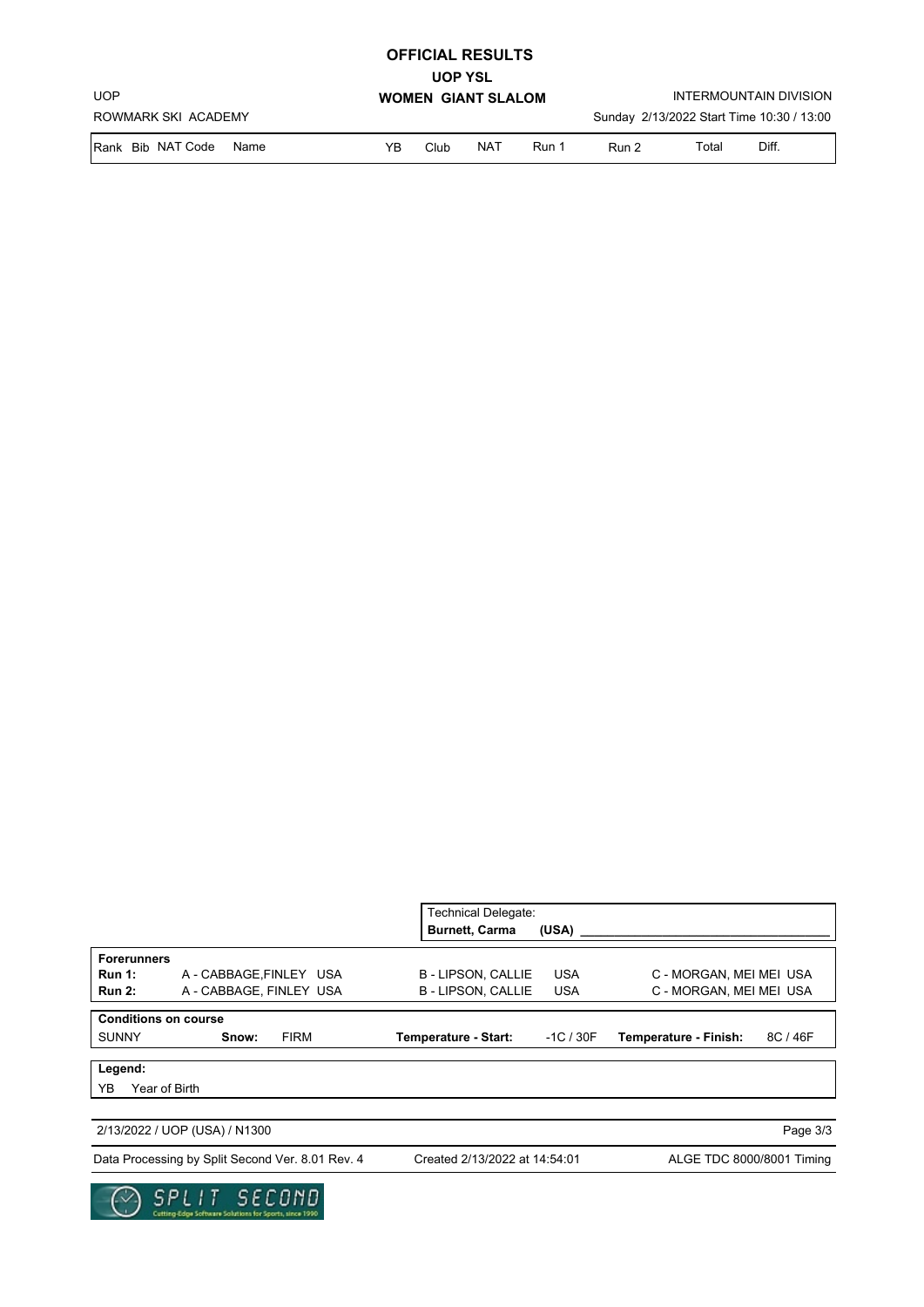# OFFICIAL RESULTS

## UOP YSL

## WOMEN GIANT SLALOM

UOP

ROWMARK SKI ACADEMY

INTERMOUNTAIN DIVISION

Sunday 2/13/2022 Start Time 10:30 / 13:00

| Rank | Bib | NAT Code | Name | YB | Club | NAT | Run 1 | Run 2 | Total | Diff. |
|---|---|---|---|---|---|---|---|---|---|---|

Technical Delegate:
**Burnett, Carma** **(USA)**

| **Forerunners** | | | |
|---|---|---|---|
| **Run 1:** | A - CABBAGE,FINLEY USA | B - LIPSON, CALLIE USA | C - MORGAN, MEI MEI USA |
| **Run 2:** | A - CABBAGE, FINLEY USA | B - LIPSON, CALLIE USA | C - MORGAN, MEI MEI USA |

| **Conditions on course** | | | | | | |
|---|---|---|---|---|---|---|
| SUNNY | **Snow:** FIRM | | **Temperature - Start:** | -1C / 30F | **Temperature - Finish:** | 8C / 46F |

**Legend:**
YB Year of Birth

2/13/2022 / UOP (USA) / N1300

Data Processing by Split Second Ver. 8.01 Rev. 4 | Created 2/13/2022 at 14:54:01 | ALGE TDC 8000/8001 Timing